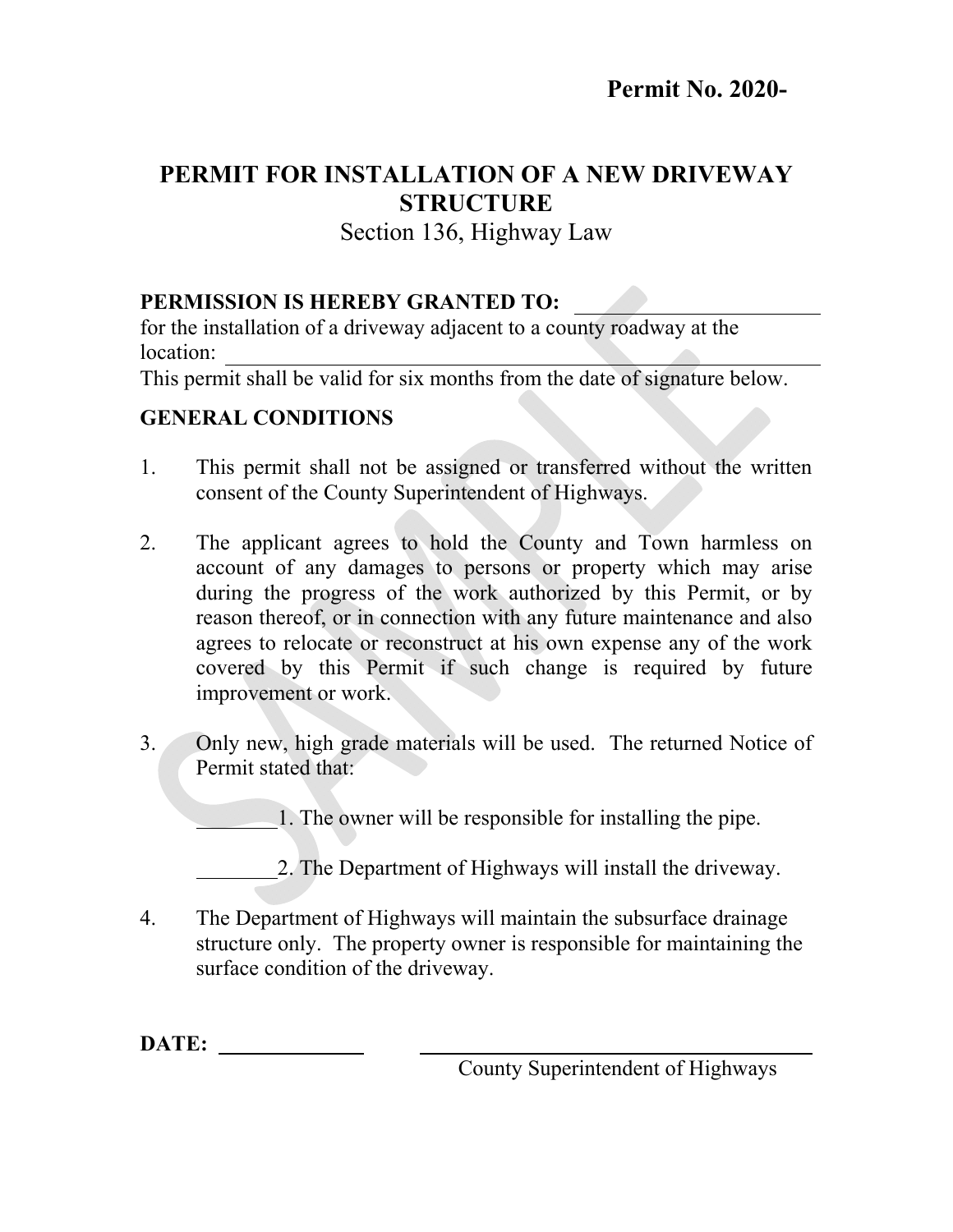**Permit No. 2020-**

# PERMIT FOR INSTALLATION OF A NEW DRIVEWAY STRUCTURE

Section 136, Highway Law

**PERMISSION IS HEREBY GRANTED TO:** ________________________

for the installation of a driveway adjacent to a county roadway at the location: ________________________________________________

This permit shall be valid for six months from the date of signature below.

**GENERAL CONDITIONS**

1. This permit shall not be assigned or transferred without the written consent of the County Superintendent of Highways.

2. The applicant agrees to hold the County and Town harmless on account of any damages to persons or property which may arise during the progress of the work authorized by this Permit, or by reason thereof, or in connection with any future maintenance and also agrees to relocate or reconstruct at his own expense any of the work covered by this Permit if such change is required by future improvement or work.

3. Only new, high grade materials will be used. The returned Notice of Permit stated that:

   ________1. The owner will be responsible for installing the pipe.

   ________2. The Department of Highways will install the driveway.

4. The Department of Highways will maintain the subsurface drainage structure only. The property owner is responsible for maintaining the surface condition of the driveway.

**DATE:** ______________ ________________________________

County Superintendent of Highways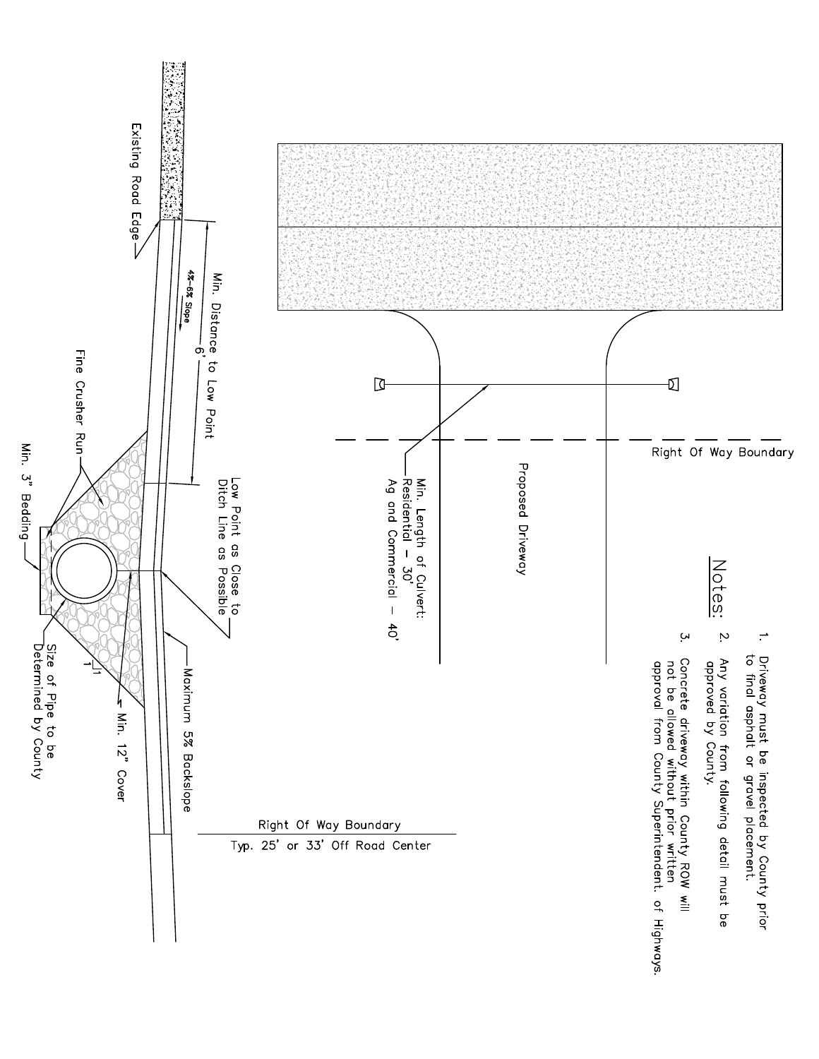## Notes:

1. Driveway must be inspected by County prior to final asphalt or gravel placement.
2. Any variation from following detail must be approved by County.
3. Concrete driveway within County ROW will not be allowed without prior written approval from County Superintendent. of Highways.

Right Of Way Boundary

Proposed Driveway

Min. Length of Culvert:
Residential – 30'
Ag and Commercial – 40'

Existing Road Edge

Min. Distance to Low Point
6'

4%–6% Slope

Low Point as Close to Ditch Line as Possible

Fine Crusher Run

Maximum 5% Backslope

Min. 12" Cover

1
1

Min. 3" Bedding

Size of Pipe to be Determined by County

Right Of Way Boundary

Typ. 25' or 33' Off Road Center